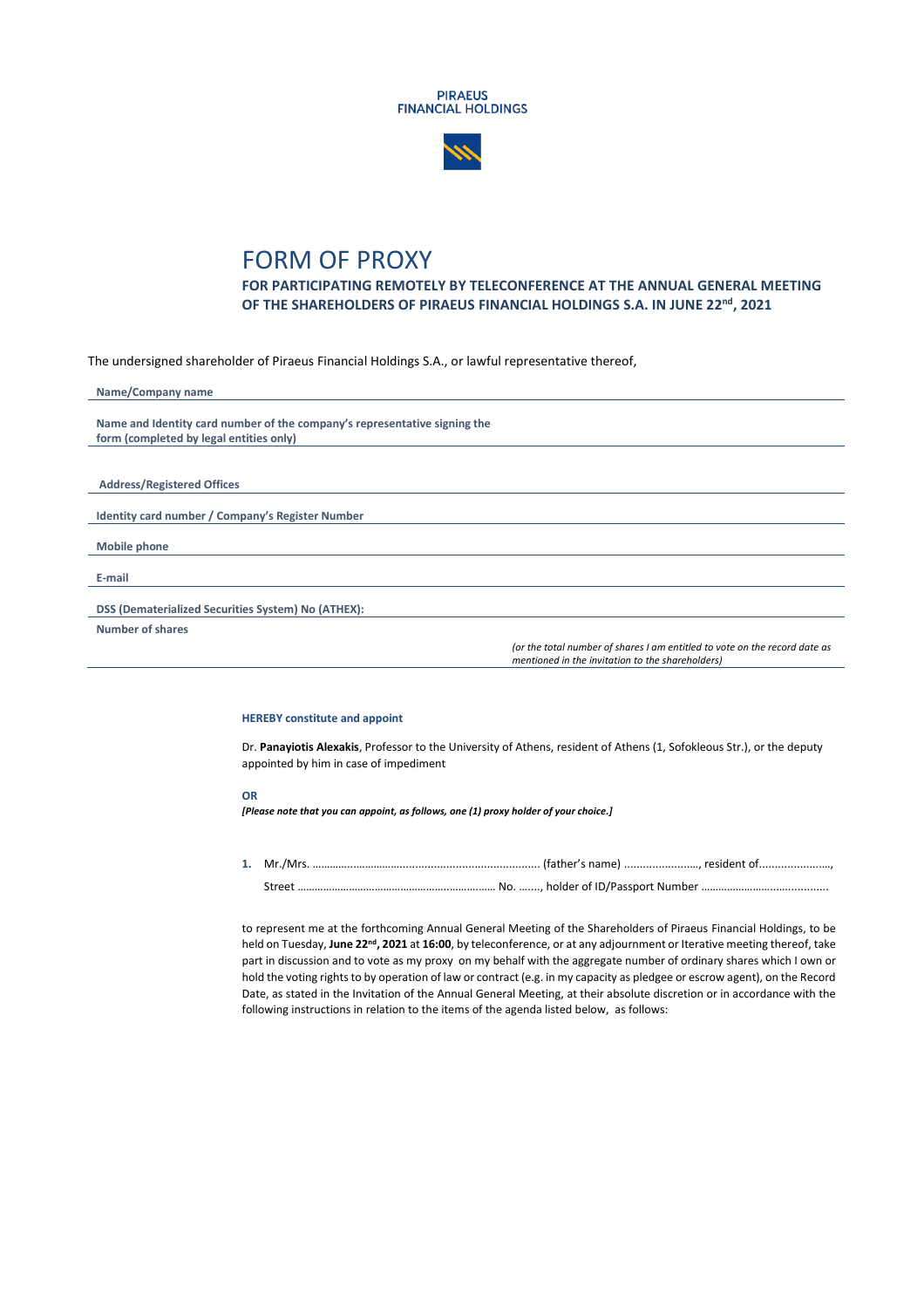PIRAEUS
FINANCIAL HOLDINGS

# FORM OF PROXY

**FOR PARTICIPATING REMOTELY BY TELECONFERENCE AT THE ANNUAL GENERAL MEETING OF THE SHAREHOLDERS OF PIRAEUS FINANCIAL HOLDINGS S.A. IN JUNE 22nd, 2021**

The undersigned shareholder of Piraeus Financial Holdings S.A., or lawful representative thereof,

| | |
|---|---|
| **Name/Company name** | |
| **Name and Identity card number of the company's representative signing the form (completed by legal entities only)** | |
| **Address/Registered Offices** | |
| **Identity card number / Company's Register Number** | |
| **Mobile phone** | |
| **E-mail** | |
| **DSS (Dematerialized Securities System) No (ATHEX):** | |
| **Number of shares** | *(or the total number of shares I am entitled to vote on the record date as mentioned in the invitation to the shareholders)* |

**HEREBY constitute and appoint**

Dr. **Panayiotis Alexakis**, Professor to the University of Athens, resident of Athens (1, Sofokleous Str.), or the deputy appointed by him in case of impediment

**OR**

***[Please note that you can appoint, as follows, one (1) proxy holder of your choice.]***

**1.** Mr./Mrs. ………………………….......................................... (father's name) ......................, resident of.....................,
Street ……………………………………………..……………… No. ……., holder of ID/Passport Number …………………………..............

to represent me at the forthcoming Annual General Meeting of the Shareholders of Piraeus Financial Holdings, to be held on Tuesday, **June 22nd, 2021** at **16:00**, by teleconference, or at any adjournment or Iterative meeting thereof, take part in discussion and to vote as my proxy on my behalf with the aggregate number of ordinary shares which I own or hold the voting rights to by operation of law or contract (e.g. in my capacity as pledgee or escrow agent), on the Record Date, as stated in the Invitation of the Annual General Meeting, at their absolute discretion or in accordance with the following instructions in relation to the items of the agenda listed below, as follows: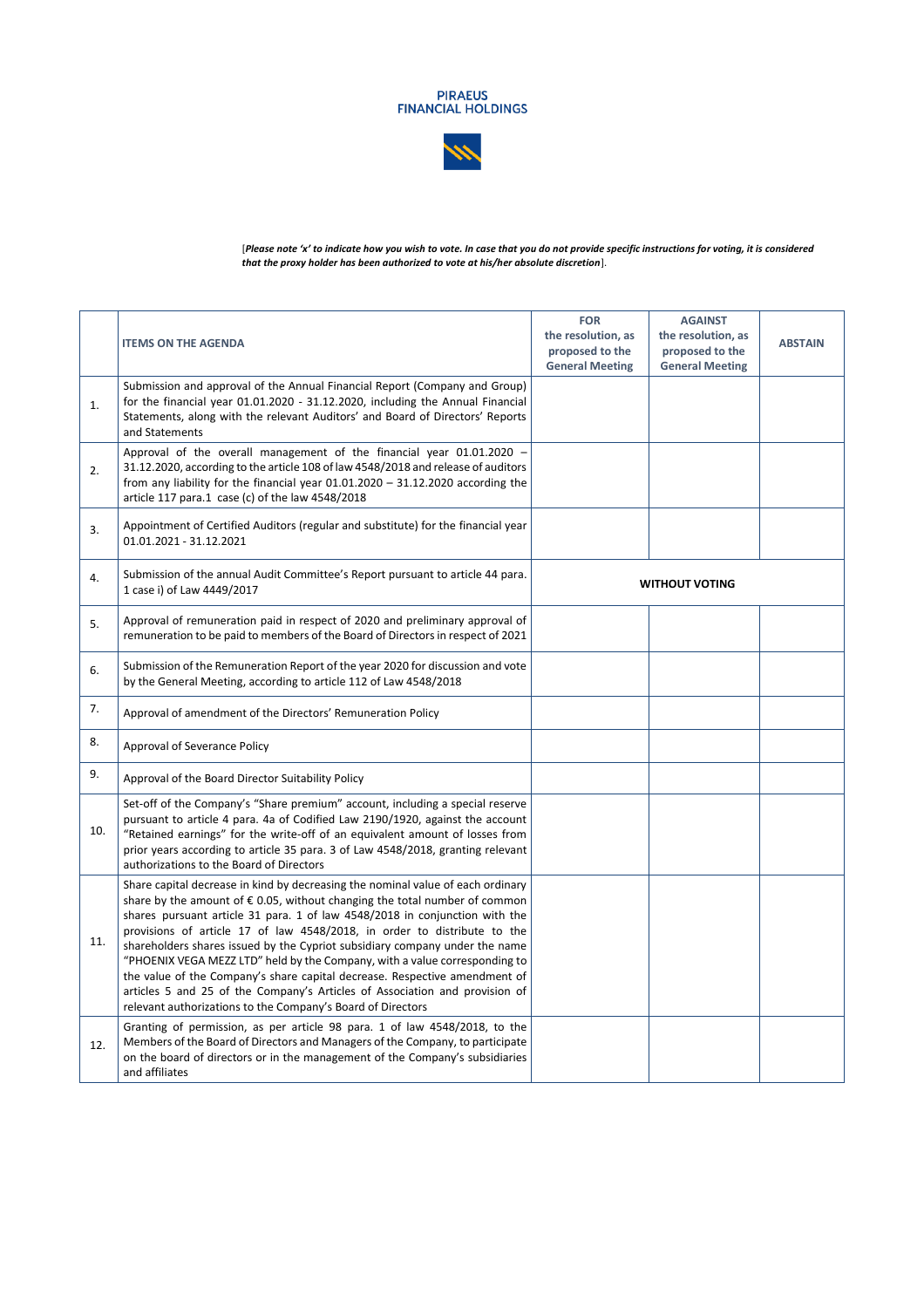**PIRAEUS**
**FINANCIAL HOLDINGS**

[*Please note 'x' to indicate how you wish to vote. In case that you do not provide specific instructions for voting, it is considered that the proxy holder has been authorized to vote at his/her absolute discretion*].

| | ITEMS ON THE AGENDA | FOR the resolution, as proposed to the General Meeting | AGAINST the resolution, as proposed to the General Meeting | ABSTAIN |
|---|---|---|---|---|
| 1. | Submission and approval of the Annual Financial Report (Company and Group) for the financial year 01.01.2020 - 31.12.2020, including the Annual Financial Statements, along with the relevant Auditors' and Board of Directors' Reports and Statements | | | |
| 2. | Approval of the overall management of the financial year 01.01.2020 – 31.12.2020, according to the article 108 of law 4548/2018 and release of auditors from any liability for the financial year 01.01.2020 – 31.12.2020 according the article 117 para.1 case (c) of the law 4548/2018 | | | |
| 3. | Appointment of Certified Auditors (regular and substitute) for the financial year 01.01.2021 - 31.12.2021 | | | |
| 4. | Submission of the annual Audit Committee's Report pursuant to article 44 para. 1 case i) of Law 4449/2017 | **WITHOUT VOTING** | | |
| 5. | Approval of remuneration paid in respect of 2020 and preliminary approval of remuneration to be paid to members of the Board of Directors in respect of 2021 | | | |
| 6. | Submission of the Remuneration Report of the year 2020 for discussion and vote by the General Meeting, according to article 112 of Law 4548/2018 | | | |
| 7. | Approval of amendment of the Directors' Remuneration Policy | | | |
| 8. | Approval of Severance Policy | | | |
| 9. | Approval of the Board Director Suitability Policy | | | |
| 10. | Set-off of the Company's "Share premium" account, including a special reserve pursuant to article 4 para. 4a of Codified Law 2190/1920, against the account "Retained earnings" for the write-off of an equivalent amount of losses from prior years according to article 35 para. 3 of Law 4548/2018, granting relevant authorizations to the Board of Directors | | | |
| 11. | Share capital decrease in kind by decreasing the nominal value of each ordinary share by the amount of € 0.05, without changing the total number of common shares pursuant article 31 para. 1 of law 4548/2018 in conjunction with the provisions of article 17 of law 4548/2018, in order to distribute to the shareholders shares issued by the Cypriot subsidiary company under the name "PHOENIX VEGA MEZZ LTD" held by the Company, with a value corresponding to the value of the Company's share capital decrease. Respective amendment of articles 5 and 25 of the Company's Articles of Association and provision of relevant authorizations to the Company's Board of Directors | | | |
| 12. | Granting of permission, as per article 98 para. 1 of law 4548/2018, to the Members of the Board of Directors and Managers of the Company, to participate on the board of directors or in the management of the Company's subsidiaries and affiliates | | | |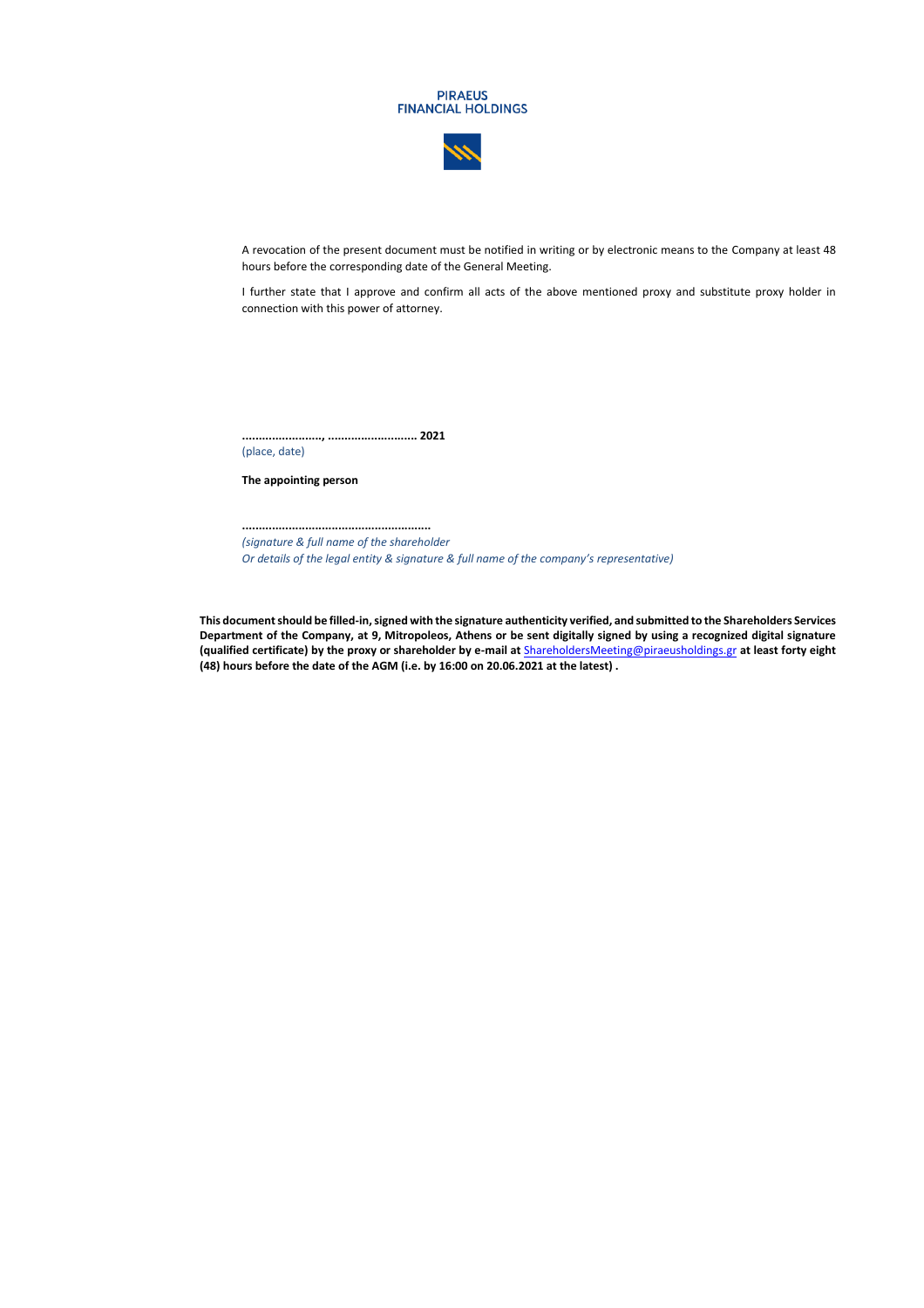A revocation of the present document must be notified in writing or by electronic means to the Company at least 48 hours before the corresponding date of the General Meeting.

I further state that I approve and confirm all acts of the above mentioned proxy and substitute proxy holder in connection with this power of attorney.

**......................., .......................... 2021**
(place, date)

**The appointing person**

**........................................................**
*(signature & full name of the shareholder*
*Or details of the legal entity & signature & full name of the company's representative)*

**This document should be filled-in, signed with the signature authenticity verified, and submitted to the Shareholders Services Department of the Company, at 9, Mitropoleos, Athens or be sent digitally signed by using a recognized digital signature (qualified certificate) by the proxy or shareholder by e-mail at** ShareholdersMeeting@piraeusholdings.gr **at least forty eight (48) hours before the date of the AGM (i.e. by 16:00 on 20.06.2021 at the latest) .**